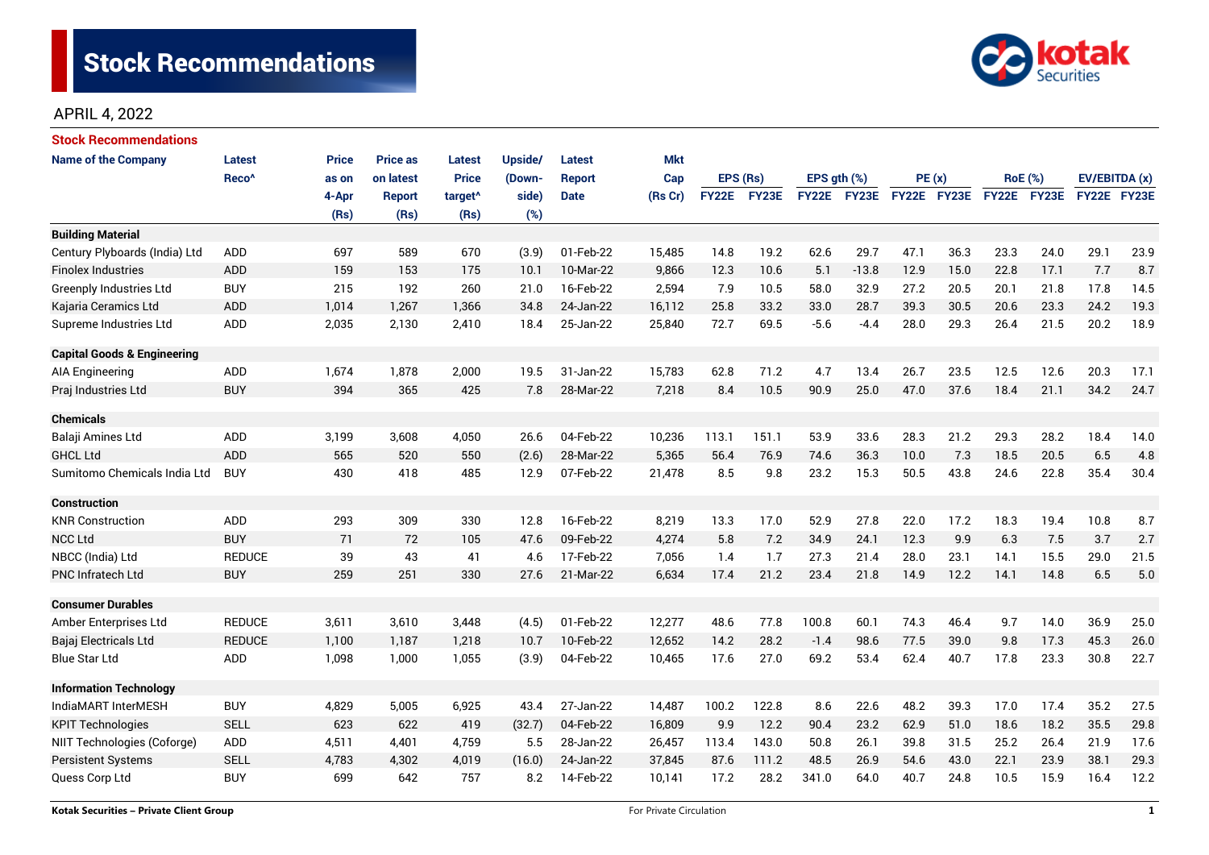# Stock Recommendations

APRIL 4, 2022

## Stock Recommendations

| Name of the Company | Latest Reco^ | Price as on 4-Apr (Rs) | Price as on latest Report (Rs) | Latest Price target^ (Rs) | Upside/ (Down-side) (%) | Latest Report Date | Mkt Cap (Rs Cr) | EPS (Rs) | | EPS gth (%) | | PE (x) | | RoE (%) | | EV/EBITDA (x) | |
|---|---|---|---|---|---|---|---|---|---|---|---|---|---|---|---|---|---|
| | | | | | | | | FY22E | FY23E | FY22E | FY23E | FY22E | FY23E | FY22E | FY23E | FY22E | FY23E |
| **Building Material** | | | | | | | | | | | | | | | | | |
| Century Plyboards (India) Ltd | ADD | 697 | 589 | 670 | (3.9) | 01-Feb-22 | 15,485 | 14.8 | 19.2 | 62.6 | 29.7 | 47.1 | 36.3 | 23.3 | 24.0 | 29.1 | 23.9 |
| Finolex Industries | ADD | 159 | 153 | 175 | 10.1 | 10-Mar-22 | 9,866 | 12.3 | 10.6 | 5.1 | -13.8 | 12.9 | 15.0 | 22.8 | 17.1 | 7.7 | 8.7 |
| Greenply Industries Ltd | BUY | 215 | 192 | 260 | 21.0 | 16-Feb-22 | 2,594 | 7.9 | 10.5 | 58.0 | 32.9 | 27.2 | 20.5 | 20.1 | 21.8 | 17.8 | 14.5 |
| Kajaria Ceramics Ltd | ADD | 1,014 | 1,267 | 1,366 | 34.8 | 24-Jan-22 | 16,112 | 25.8 | 33.2 | 33.0 | 28.7 | 39.3 | 30.5 | 20.6 | 23.3 | 24.2 | 19.3 |
| Supreme Industries Ltd | ADD | 2,035 | 2,130 | 2,410 | 18.4 | 25-Jan-22 | 25,840 | 72.7 | 69.5 | -5.6 | -4.4 | 28.0 | 29.3 | 26.4 | 21.5 | 20.2 | 18.9 |
| **Capital Goods & Engineering** | | | | | | | | | | | | | | | | | |
| AIA Engineering | ADD | 1,674 | 1,878 | 2,000 | 19.5 | 31-Jan-22 | 15,783 | 62.8 | 71.2 | 4.7 | 13.4 | 26.7 | 23.5 | 12.5 | 12.6 | 20.3 | 17.1 |
| Praj Industries Ltd | BUY | 394 | 365 | 425 | 7.8 | 28-Mar-22 | 7,218 | 8.4 | 10.5 | 90.9 | 25.0 | 47.0 | 37.6 | 18.4 | 21.1 | 34.2 | 24.7 |
| **Chemicals** | | | | | | | | | | | | | | | | | |
| Balaji Amines Ltd | ADD | 3,199 | 3,608 | 4,050 | 26.6 | 04-Feb-22 | 10,236 | 113.1 | 151.1 | 53.9 | 33.6 | 28.3 | 21.2 | 29.3 | 28.2 | 18.4 | 14.0 |
| GHCL Ltd | ADD | 565 | 520 | 550 | (2.6) | 28-Mar-22 | 5,365 | 56.4 | 76.9 | 74.6 | 36.3 | 10.0 | 7.3 | 18.5 | 20.5 | 6.5 | 4.8 |
| Sumitomo Chemicals India Ltd | BUY | 430 | 418 | 485 | 12.9 | 07-Feb-22 | 21,478 | 8.5 | 9.8 | 23.2 | 15.3 | 50.5 | 43.8 | 24.6 | 22.8 | 35.4 | 30.4 |
| **Construction** | | | | | | | | | | | | | | | | | |
| KNR Construction | ADD | 293 | 309 | 330 | 12.8 | 16-Feb-22 | 8,219 | 13.3 | 17.0 | 52.9 | 27.8 | 22.0 | 17.2 | 18.3 | 19.4 | 10.8 | 8.7 |
| NCC Ltd | BUY | 71 | 72 | 105 | 47.6 | 09-Feb-22 | 4,274 | 5.8 | 7.2 | 34.9 | 24.1 | 12.3 | 9.9 | 6.3 | 7.5 | 3.7 | 2.7 |
| NBCC (India) Ltd | REDUCE | 39 | 43 | 41 | 4.6 | 17-Feb-22 | 7,056 | 1.4 | 1.7 | 27.3 | 21.4 | 28.0 | 23.1 | 14.1 | 15.5 | 29.0 | 21.5 |
| PNC Infratech Ltd | BUY | 259 | 251 | 330 | 27.6 | 21-Mar-22 | 6,634 | 17.4 | 21.2 | 23.4 | 21.8 | 14.9 | 12.2 | 14.1 | 14.8 | 6.5 | 5.0 |
| **Consumer Durables** | | | | | | | | | | | | | | | | | |
| Amber Enterprises Ltd | REDUCE | 3,611 | 3,610 | 3,448 | (4.5) | 01-Feb-22 | 12,277 | 48.6 | 77.8 | 100.8 | 60.1 | 74.3 | 46.4 | 9.7 | 14.0 | 36.9 | 25.0 |
| Bajaj Electricals Ltd | REDUCE | 1,100 | 1,187 | 1,218 | 10.7 | 10-Feb-22 | 12,652 | 14.2 | 28.2 | -1.4 | 98.6 | 77.5 | 39.0 | 9.8 | 17.3 | 45.3 | 26.0 |
| Blue Star Ltd | ADD | 1,098 | 1,000 | 1,055 | (3.9) | 04-Feb-22 | 10,465 | 17.6 | 27.0 | 69.2 | 53.4 | 62.4 | 40.7 | 17.8 | 23.3 | 30.8 | 22.7 |
| **Information Technology** | | | | | | | | | | | | | | | | | |
| IndiaMART InterMESH | BUY | 4,829 | 5,005 | 6,925 | 43.4 | 27-Jan-22 | 14,487 | 100.2 | 122.8 | 8.6 | 22.6 | 48.2 | 39.3 | 17.0 | 17.4 | 35.2 | 27.5 |
| KPIT Technologies | SELL | 623 | 622 | 419 | (32.7) | 04-Feb-22 | 16,809 | 9.9 | 12.2 | 90.4 | 23.2 | 62.9 | 51.0 | 18.6 | 18.2 | 35.5 | 29.8 |
| NIIT Technologies (Coforge) | ADD | 4,511 | 4,401 | 4,759 | 5.5 | 28-Jan-22 | 26,457 | 113.4 | 143.0 | 50.8 | 26.1 | 39.8 | 31.5 | 25.2 | 26.4 | 21.9 | 17.6 |
| Persistent Systems | SELL | 4,783 | 4,302 | 4,019 | (16.0) | 24-Jan-22 | 37,845 | 87.6 | 111.2 | 48.5 | 26.9 | 54.6 | 43.0 | 22.1 | 23.9 | 38.1 | 29.3 |
| Quess Corp Ltd | BUY | 699 | 642 | 757 | 8.2 | 14-Feb-22 | 10,141 | 17.2 | 28.2 | 341.0 | 64.0 | 40.7 | 24.8 | 10.5 | 15.9 | 16.4 | 12.2 |

Kotak Securities – Private Client Group — For Private Circulation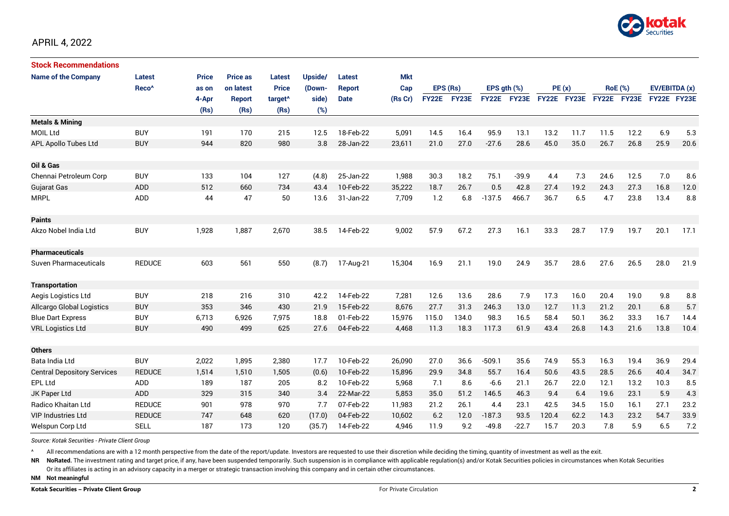APRIL 4, 2022

## Stock Recommendations

| Name of the Company | Latest Reco^ | Price as on 4-Apr (Rs) | Price as on latest Report (Rs) | Latest Price target^ (Rs) | Upside/ (Down-side) (%) | Latest Report Date | Mkt Cap (Rs Cr) | EPS (Rs) FY22E | EPS (Rs) FY23E | EPS gth (%) FY22E | EPS gth (%) FY23E | PE (x) FY22E | PE (x) FY23E | RoE (%) FY22E | RoE (%) FY23E | EV/EBITDA (x) FY22E | EV/EBITDA (x) FY23E |
|---|---|---|---|---|---|---|---|---|---|---|---|---|---|---|---|---|---|
| **Metals & Mining** | | | | | | | | | | | | | | | | | |
| MOIL Ltd | BUY | 191 | 170 | 215 | 12.5 | 18-Feb-22 | 5,091 | 14.5 | 16.4 | 95.9 | 13.1 | 13.2 | 11.7 | 11.5 | 12.2 | 6.9 | 5.3 |
| APL Apollo Tubes Ltd | BUY | 944 | 820 | 980 | 3.8 | 28-Jan-22 | 23,611 | 21.0 | 27.0 | -27.6 | 28.6 | 45.0 | 35.0 | 26.7 | 26.8 | 25.9 | 20.6 |
| **Oil & Gas** | | | | | | | | | | | | | | | | | |
| Chennai Petroleum Corp | BUY | 133 | 104 | 127 | (4.8) | 25-Jan-22 | 1,988 | 30.3 | 18.2 | 75.1 | -39.9 | 4.4 | 7.3 | 24.6 | 12.5 | 7.0 | 8.6 |
| Gujarat Gas | ADD | 512 | 660 | 734 | 43.4 | 10-Feb-22 | 35,222 | 18.7 | 26.7 | 0.5 | 42.8 | 27.4 | 19.2 | 24.3 | 27.3 | 16.8 | 12.0 |
| MRPL | ADD | 44 | 47 | 50 | 13.6 | 31-Jan-22 | 7,709 | 1.2 | 6.8 | -137.5 | 466.7 | 36.7 | 6.5 | 4.7 | 23.8 | 13.4 | 8.8 |
| **Paints** | | | | | | | | | | | | | | | | | |
| Akzo Nobel India Ltd | BUY | 1,928 | 1,887 | 2,670 | 38.5 | 14-Feb-22 | 9,002 | 57.9 | 67.2 | 27.3 | 16.1 | 33.3 | 28.7 | 17.9 | 19.7 | 20.1 | 17.1 |
| **Pharmaceuticals** | | | | | | | | | | | | | | | | | |
| Suven Pharmaceuticals | REDUCE | 603 | 561 | 550 | (8.7) | 17-Aug-21 | 15,304 | 16.9 | 21.1 | 19.0 | 24.9 | 35.7 | 28.6 | 27.6 | 26.5 | 28.0 | 21.9 |
| **Transportation** | | | | | | | | | | | | | | | | | |
| Aegis Logistics Ltd | BUY | 218 | 216 | 310 | 42.2 | 14-Feb-22 | 7,281 | 12.6 | 13.6 | 28.6 | 7.9 | 17.3 | 16.0 | 20.4 | 19.0 | 9.8 | 8.8 |
| Allcargo Global Logistics | BUY | 353 | 346 | 430 | 21.9 | 15-Feb-22 | 8,676 | 27.7 | 31.3 | 246.3 | 13.0 | 12.7 | 11.3 | 21.2 | 20.1 | 6.8 | 5.7 |
| Blue Dart Express | BUY | 6,713 | 6,926 | 7,975 | 18.8 | 01-Feb-22 | 15,976 | 115.0 | 134.0 | 98.3 | 16.5 | 58.4 | 50.1 | 36.2 | 33.3 | 16.7 | 14.4 |
| VRL Logistics Ltd | BUY | 490 | 499 | 625 | 27.6 | 04-Feb-22 | 4,468 | 11.3 | 18.3 | 117.3 | 61.9 | 43.4 | 26.8 | 14.3 | 21.6 | 13.8 | 10.4 |
| **Others** | | | | | | | | | | | | | | | | | |
| Bata India Ltd | BUY | 2,022 | 1,895 | 2,380 | 17.7 | 10-Feb-22 | 26,090 | 27.0 | 36.6 | -509.1 | 35.6 | 74.9 | 55.3 | 16.3 | 19.4 | 36.9 | 29.4 |
| Central Depository Services | REDUCE | 1,514 | 1,510 | 1,505 | (0.6) | 10-Feb-22 | 15,896 | 29.9 | 34.8 | 55.7 | 16.4 | 50.6 | 43.5 | 28.5 | 26.6 | 40.4 | 34.7 |
| EPL Ltd | ADD | 189 | 187 | 205 | 8.2 | 10-Feb-22 | 5,968 | 7.1 | 8.6 | -6.6 | 21.1 | 26.7 | 22.0 | 12.1 | 13.2 | 10.3 | 8.5 |
| JK Paper Ltd | ADD | 329 | 315 | 340 | 3.4 | 22-Mar-22 | 5,853 | 35.0 | 51.2 | 146.5 | 46.3 | 9.4 | 6.4 | 19.6 | 23.1 | 5.9 | 4.3 |
| Radico Khaitan Ltd | REDUCE | 901 | 978 | 970 | 7.7 | 07-Feb-22 | 11,983 | 21.2 | 26.1 | 4.4 | 23.1 | 42.5 | 34.5 | 15.0 | 16.1 | 27.1 | 23.2 |
| VIP Industries Ltd | REDUCE | 747 | 648 | 620 | (17.0) | 04-Feb-22 | 10,602 | 6.2 | 12.0 | -187.3 | 93.5 | 120.4 | 62.2 | 14.3 | 23.2 | 54.7 | 33.9 |
| Welspun Corp Ltd | SELL | 187 | 173 | 120 | (35.7) | 14-Feb-22 | 4,946 | 11.9 | 9.2 | -49.8 | -22.7 | 15.7 | 20.3 | 7.8 | 5.9 | 6.5 | 7.2 |

*Source: Kotak Securities - Private Client Group*

^ All recommendations are with a 12 month perspective from the date of the report/update. Investors are requested to use their discretion while deciding the timing, quantity of investment as well as the exit.

**NR** **NoRated.** The investment rating and target price, if any, have been suspended temporarily. Such suspension is in compliance with applicable regulation(s) and/or Kotak Securities policies in circumstances when Kotak Securities Or its affiliates is acting in an advisory capacity in a merger or strategic transaction involving this company and in certain other circumstances.

**NM** **Not meaningful**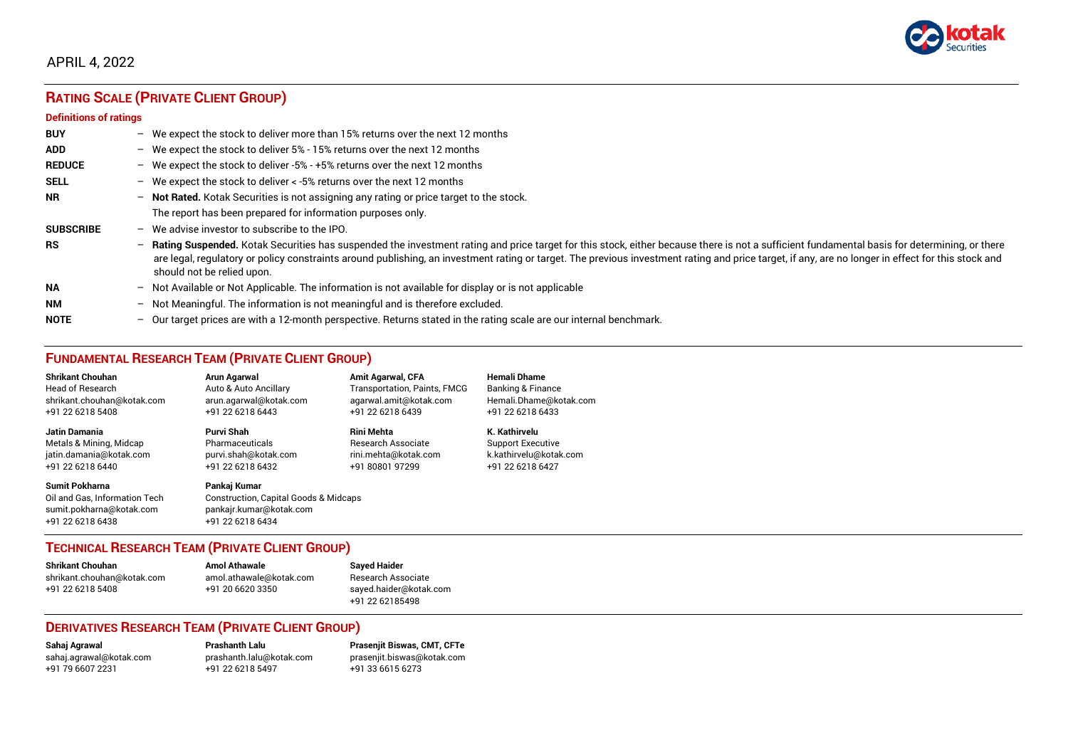APRIL 4, 2022

## RATING SCALE (PRIVATE CLIENT GROUP)

### Definitions of ratings

| | |
|---|---|
| **BUY** | – We expect the stock to deliver more than 15% returns over the next 12 months |
| **ADD** | – We expect the stock to deliver 5% - 15% returns over the next 12 months |
| **REDUCE** | – We expect the stock to deliver -5% - +5% returns over the next 12 months |
| **SELL** | – We expect the stock to deliver < -5% returns over the next 12 months |
| **NR** | – **Not Rated.** Kotak Securities is not assigning any rating or price target to the stock. The report has been prepared for information purposes only. |
| **SUBSCRIBE** | – We advise investor to subscribe to the IPO. |
| **RS** | – **Rating Suspended.** Kotak Securities has suspended the investment rating and price target for this stock, either because there is not a sufficient fundamental basis for determining, or there are legal, regulatory or policy constraints around publishing, an investment rating or target. The previous investment rating and price target, if any, are no longer in effect for this stock and should not be relied upon. |
| **NA** | – Not Available or Not Applicable. The information is not available for display or is not applicable |
| **NM** | – Not Meaningful. The information is not meaningful and is therefore excluded. |
| **NOTE** | – Our target prices are with a 12-month perspective. Returns stated in the rating scale are our internal benchmark. |

## FUNDAMENTAL RESEARCH TEAM (PRIVATE CLIENT GROUP)

**Shrikant Chouhan**
Head of Research
shrikant.chouhan@kotak.com
+91 22 6218 5408

**Arun Agarwal**
Auto & Auto Ancillary
arun.agarwal@kotak.com
+91 22 6218 6443

**Amit Agarwal, CFA**
Transportation, Paints, FMCG
agarwal.amit@kotak.com
+91 22 6218 6439

**Hemali Dhame**
Banking & Finance
Hemali.Dhame@kotak.com
+91 22 6218 6433

**Jatin Damania**
Metals & Mining, Midcap
jatin.damania@kotak.com
+91 22 6218 6440

**Purvi Shah**
Pharmaceuticals
purvi.shah@kotak.com
+91 22 6218 6432

**Rini Mehta**
Research Associate
rini.mehta@kotak.com
+91 80801 97299

**K. Kathirvelu**
Support Executive
k.kathirvelu@kotak.com
+91 22 6218 6427

**Sumit Pokharna**
Oil and Gas, Information Tech
sumit.pokharna@kotak.com
+91 22 6218 6438

**Pankaj Kumar**
Construction, Capital Goods & Midcaps
pankajr.kumar@kotak.com
+91 22 6218 6434

## TECHNICAL RESEARCH TEAM (PRIVATE CLIENT GROUP)

**Shrikant Chouhan**
shrikant.chouhan@kotak.com
+91 22 6218 5408

**Amol Athawale**
amol.athawale@kotak.com
+91 20 6620 3350

**Sayed Haider**
Research Associate
sayed.haider@kotak.com
+91 22 62185498

## DERIVATIVES RESEARCH TEAM (PRIVATE CLIENT GROUP)

**Sahaj Agrawal**
sahaj.agrawal@kotak.com
+91 79 6607 2231

**Prashanth Lalu**
prashanth.lalu@kotak.com
+91 22 6218 5497

**Prasenjit Biswas, CMT, CFTe**
prasenjit.biswas@kotak.com
+91 33 6615 6273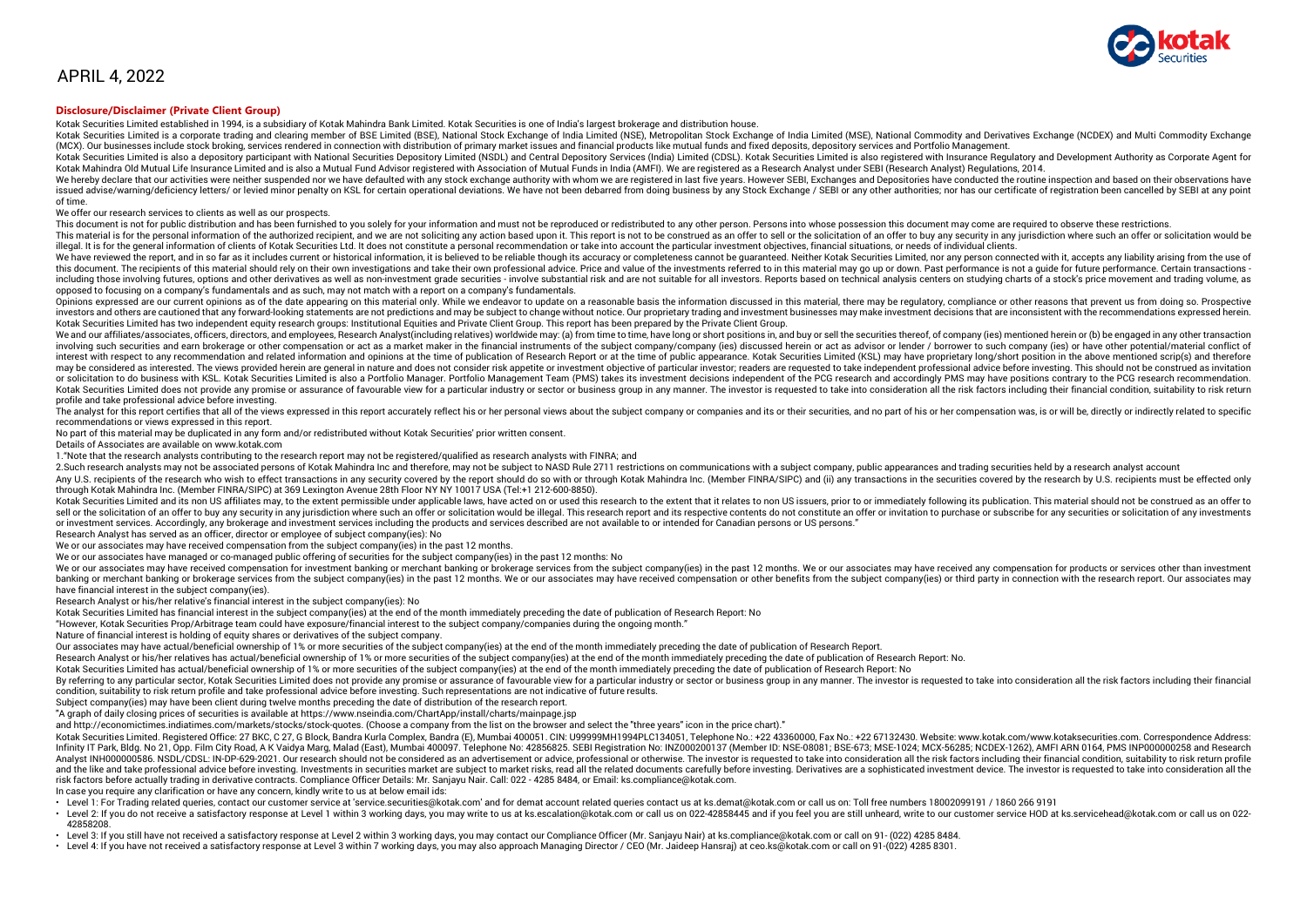APRIL 4, 2022

**Disclosure/Disclaimer (Private Client Group)**

Kotak Securities Limited established in 1994, is a subsidiary of Kotak Mahindra Bank Limited. Kotak Securities is one of India's largest brokerage and distribution house.

Kotak Securities Limited is a corporate trading and clearing member of BSE Limited (BSE), National Stock Exchange of India Limited (NSE), Metropolitan Stock Exchange of India Limited (MSE), National Commodity and Derivatives Exchange (NCDEX) and Multi Commodity Exchange (MCX). Our businesses include stock broking, services rendered in connection with distribution of primary market issues and financial products like mutual funds and fixed deposits, depository services and Portfolio Management.

Kotak Securities Limited is also a depository participant with National Securities Depository Limited (NSDL) and Central Depository Services (India) Limited (CDSL). Kotak Securities Limited is also registered with Insurance Regulatory and Development Authority as Corporate Agent for Kotak Mahindra Old Mutual Life Insurance Limited and is also a Mutual Fund Advisor registered with Association of Mutual Funds in India (AMFI). We are registered as a Research Analyst under SEBI (Research Analyst) Regulations, 2014.

We hereby declare that our activities were neither suspended nor we have defaulted with any stock exchange authority with whom we are registered in last five years. However SEBI, Exchanges and Depositories have conducted the routine inspection and based on their observations have issued advise/warning/deficiency letters/ or levied minor penalty on KSL for certain operational deviations. We have not been debarred from doing business by any Stock Exchange / SEBI or any other authorities; nor has our certificate of registration been cancelled by SEBI at any point of time.

We offer our research services to clients as well as our prospects.

This document is not for public distribution and has been furnished to you solely for your information and must not be reproduced or redistributed to any other person. Persons into whose possession this document may come are required to observe these restrictions.

This material is for the personal information of the authorized recipient, and we are not soliciting any action based upon it. This report is not to be construed as an offer to sell or the solicitation of an offer to buy any security in any jurisdiction where such an offer or solicitation would be illegal. It is for the general information of clients of Kotak Securities Ltd. It does not constitute a personal recommendation or take into account the particular investment objectives, financial situations, or needs of individual clients.

We have reviewed the report, and in so far as it includes current or historical information, it is believed to be reliable though its accuracy or completeness cannot be guaranteed. Neither Kotak Securities Limited, nor any person connected with it, accepts any liability arising from the use of this document. The recipients of this material should rely on their own investigations and take their own professional advice. Price and value of the investments referred to in this material may go up or down. Past performance is not a guide for future performance. Certain transactions - including those involving futures, options and other derivatives as well as non-investment grade securities - involve substantial risk and are not suitable for all investors. Reports based on technical analysis centers on studying charts of a stock's price movement and trading volume, as opposed to focusing on a company's fundamentals and as such, may not match with a report on a company's fundamentals.

Opinions expressed are our current opinions as of the date appearing on this material only. While we endeavor to update on a reasonable basis the information discussed in this material, there may be regulatory, compliance or other reasons that prevent us from doing so. Prospective investors and others are cautioned that any forward-looking statements are not predictions and may be subject to change without notice. Our proprietary trading and investment businesses may make investment decisions that are inconsistent with the recommendations expressed herein.

Kotak Securities Limited has two independent equity research groups: Institutional Equities and Private Client Group. This report has been prepared by the Private Client Group.

We and our affiliates/associates, officers, directors, and employees, Research Analyst(including relatives) worldwide may: (a) from time to time, have long or short positions in, and buy or sell the securities thereof, of company (ies) mentioned herein or (b) be engaged in any other transaction involving such securities and earn brokerage or other compensation or act as a market maker in the financial instruments of the subject company/company (ies) discussed herein or act as advisor or lender / borrower to such company (ies) or have other potential/material conflict of interest with respect to any recommendation and related information and opinions at the time of publication of Research Report or at the time of public appearance. Kotak Securities Limited (KSL) may have proprietary long/short position in the above mentioned scrip(s) and therefore may be considered as interested. The views provided herein are general in nature and does not consider risk appetite or investment objective of particular investor; readers are requested to take independent professional advice before investing. This should not be construed as invitation or solicitation to do business with KSL. Kotak Securities Limited is also a Portfolio Manager. Portfolio Management Team (PMS) takes its investment decisions independent of the PCG research and accordingly PMS may have positions contrary to the PCG research recommendation.

Kotak Securities Limited does not provide any promise or assurance of favourable view for a particular industry or sector or business group in any manner. The investor is requested to take into consideration all the risk factors including their financial condition, suitability to risk return profile and take professional advice before investing.

The analyst for this report certifies that all of the views expressed in this report accurately reflect his or her personal views about the subject company or companies and its or their securities, and no part of his or her compensation was, is or will be, directly or indirectly related to specific recommendations or views expressed in this report.

No part of this material may be duplicated in any form and/or redistributed without Kotak Securities' prior written consent.

Details of Associates are available on www.kotak.com

1."Note that the research analysts contributing to the research report may not be registered/qualified as research analysts with FINRA; and

2.Such research analysts may not be associated persons of Kotak Mahindra Inc and therefore, may not be subject to NASD Rule 2711 restrictions on communications with a subject company, public appearances and trading securities held by a research analyst account

Any U.S. recipients of the research who wish to effect transactions in any security covered by the report should do so with or through Kotak Mahindra Inc. (Member FINRA/SIPC) and (ii) any transactions in the securities covered by the research by U.S. recipients must be effected only through Kotak Mahindra Inc. (Member FINRA/SIPC) at 369 Lexington Avenue 28th Floor NY NY 10017 USA (Tel:+1 212-600-8850).

Kotak Securities Limited and its non US affiliates may, to the extent permissible under applicable laws, have acted on or used this research to the extent that it relates to non US issuers, prior to or immediately following its publication. This material should not be construed as an offer to sell or the solicitation of an offer to buy any security in any jurisdiction where such an offer or solicitation would be illegal. This research report and its respective contents do not constitute an offer or invitation to purchase or subscribe for any securities or solicitation of any investments or investment services. Accordingly, any brokerage and investment services including the products and services described are not available to or intended for Canadian persons or US persons."

Research Analyst has served as an officer, director or employee of subject company(ies): No

We or our associates may have received compensation from the subject company(ies) in the past 12 months.

We or our associates have managed or co-managed public offering of securities for the subject company(ies) in the past 12 months: No

We or our associates may have received compensation for investment banking or merchant banking or brokerage services from the subject company(ies) in the past 12 months. We or our associates may have received any compensation for products or services other than investment banking or merchant banking or brokerage services from the subject company(ies) in the past 12 months. We or our associates may have received compensation or other benefits from the subject company(ies) or third party in connection with the research report. Our associates may have financial interest in the subject company(ies).

Research Analyst or his/her relative's financial interest in the subject company(ies): No

Kotak Securities Limited has financial interest in the subject company(ies) at the end of the month immediately preceding the date of publication of Research Report: No

"However, Kotak Securities Prop/Arbitrage team could have exposure/financial interest to the subject company/companies during the ongoing month."

Nature of financial interest is holding of equity shares or derivatives of the subject company.

Our associates may have actual/beneficial ownership of 1% or more securities of the subject company(ies) at the end of the month immediately preceding the date of publication of Research Report.

Research Analyst or his/her relatives has actual/beneficial ownership of 1% or more securities of the subject company(ies) at the end of the month immediately preceding the date of publication of Research Report: No.

Kotak Securities Limited has actual/beneficial ownership of 1% or more securities of the subject company(ies) at the end of the month immediately preceding the date of publication of Research Report: No

By referring to any particular sector, Kotak Securities Limited does not provide any promise or assurance of favourable view for a particular industry or sector or business group in any manner. The investor is requested to take into consideration all the risk factors including their financial condition, suitability to risk return profile and take professional advice before investing. Such representations are not indicative of future results.

Subject company(ies) may have been client during twelve months preceding the date of distribution of the research report.

"A graph of daily closing prices of securities is available at https://www.nseindia.com/ChartApp/install/charts/mainpage.jsp

and http://economictimes.indiatimes.com/markets/stocks/stock-quotes. (Choose a company from the list on the browser and select the "three years" icon in the price chart)."

Kotak Securities Limited. Registered Office: 27 BKC, C 27, G Block, Bandra Kurla Complex, Bandra (E), Mumbai 400051. CIN: U99999MH1994PLC134051, Telephone No.: +22 43360000, Fax No.: +22 67132430. Website: www.kotak.com/www.kotaksecurities.com. Correspondence Address: Infinity IT Park, Bldg. No 21, Opp. Film City Road, A K Vaidya Marg, Malad (East), Mumbai 400097. Telephone No: 42856825. SEBI Registration No: INZ000200137 (Member ID: NSE-08081; BSE-673; MSE-1024; MCX-56285; NCDEX-1262), AMFI ARN 0164, PMS INP000000258 and Research Analyst INH000000586. NSDL/CDSL: IN-DP-629-2021. Our research should not be considered as an advertisement or advice, professional or otherwise. The investor is requested to take into consideration all the risk factors including their financial condition, suitability to risk return profile and the like and take professional advice before investing. Investments in securities market are subject to market risks, read all the related documents carefully before investing. Derivatives are a sophisticated investment device. The investor is requested to take into consideration all the risk factors before actually trading in derivative contracts. Compliance Officer Details: Mr. Sanjayu Nair. Call: 022 - 4285 8484, or Email: ks.compliance@kotak.com.

In case you require any clarification or have any concern, kindly write to us at below email ids:

- Level 1: For Trading related queries, contact our customer service at 'service.securities@kotak.com' and for demat account related queries contact us at ks.demat@kotak.com or call us on: Toll free numbers 18002099191 / 1860 266 9191
- Level 2: If you do not receive a satisfactory response at Level 1 within 3 working days, you may write to us at ks.escalation@kotak.com or call us on 022-42858445 and if you feel you are still unheard, write to our customer service HOD at ks.servicehead@kotak.com or call us on 022-42858208.
- Level 3: If you still have not received a satisfactory response at Level 2 within 3 working days, you may contact our Compliance Officer (Mr. Sanjayu Nair) at ks.compliance@kotak.com or call on 91- (022) 4285 8484.
- Level 4: If you have not received a satisfactory response at Level 3 within 7 working days, you may also approach Managing Director / CEO (Mr. Jaideep Hansraj) at ceo.ks@kotak.com or call on 91-(022) 4285 8301.